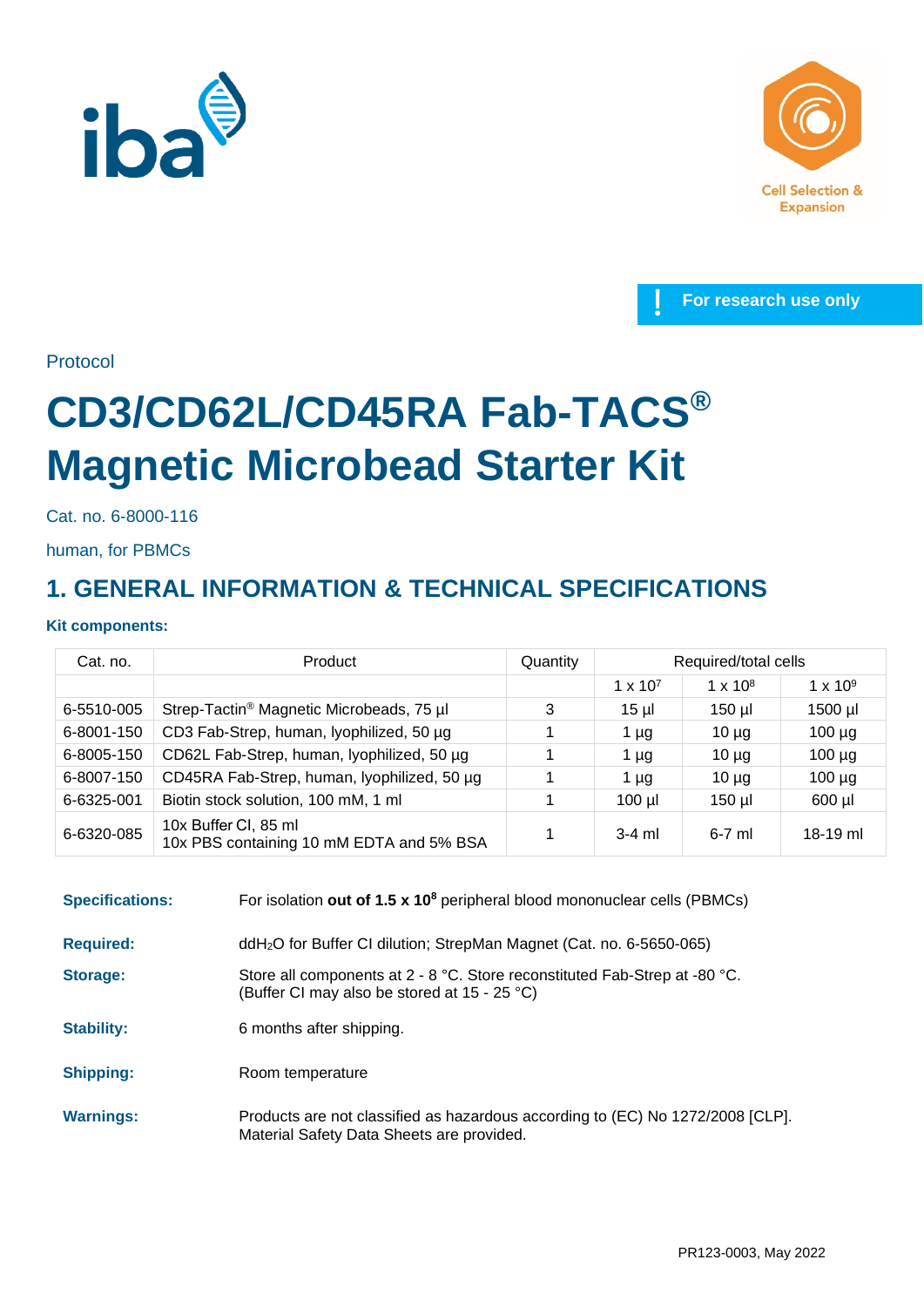For research use only

Protocol

# CD3/CD62L/CD45RA Fab-TACS® Magnetic Microbead Starter Kit

Cat. no. 6-8000-116

human, for PBMCs

## 1. GENERAL INFORMATION & TECHNICAL SPECIFICATIONS

**Kit components:**

| Cat. no. | Product | Quantity | Required/total cells | | |
|---|---|---|---|---|---|
| | | | 1 x $10^7$ | 1 x $10^8$ | 1 x $10^9$ |
| 6-5510-005 | Strep-Tactin® Magnetic Microbeads, 75 µl | 3 | 15 µl | 150 µl | 1500 µl |
| 6-8001-150 | CD3 Fab-Strep, human, lyophilized, 50 µg | 1 | 1 µg | 10 µg | 100 µg |
| 6-8005-150 | CD62L Fab-Strep, human, lyophilized, 50 µg | 1 | 1 µg | 10 µg | 100 µg |
| 6-8007-150 | CD45RA Fab-Strep, human, lyophilized, 50 µg | 1 | 1 µg | 10 µg | 100 µg |
| 6-6325-001 | Biotin stock solution, 100 mM, 1 ml | 1 | 100 µl | 150 µl | 600 µl |
| 6-6320-085 | 10x Buffer CI, 85 ml<br>10x PBS containing 10 mM EDTA and 5% BSA | 1 | 3-4 ml | 6-7 ml | 18-19 ml |

**Specifications:** For isolation **out of 1.5 x $10^8$** peripheral blood mononuclear cells (PBMCs)

**Required:** dd$H_2O$ for Buffer CI dilution; StrepMan Magnet (Cat. no. 6-5650-065)

**Storage:** Store all components at 2 - 8 °C. Store reconstituted Fab-Strep at -80 °C. (Buffer CI may also be stored at 15 - 25 °C)

**Stability:** 6 months after shipping.

**Shipping:** Room temperature

**Warnings:** Products are not classified as hazardous according to (EC) No 1272/2008 [CLP]. Material Safety Data Sheets are provided.

PR123-0003, May 2022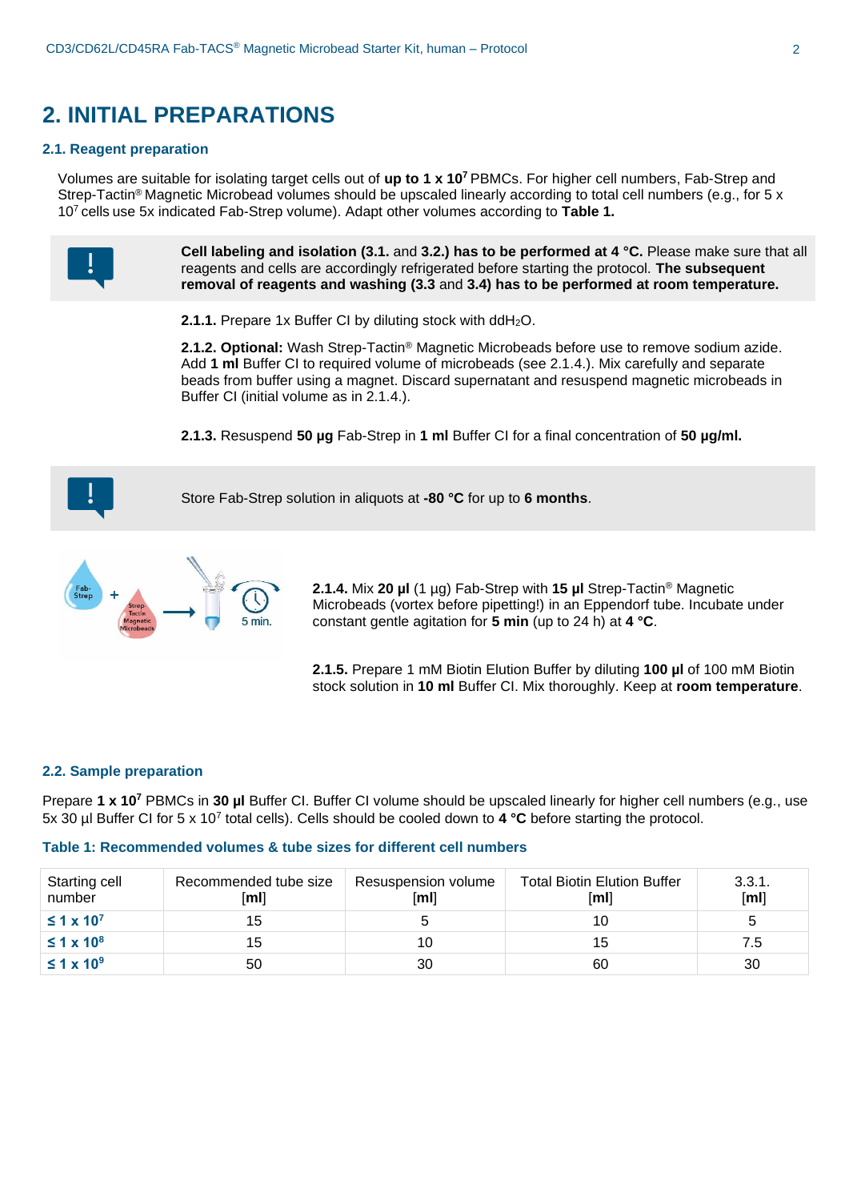# 2. INITIAL PREPARATIONS

## 2.1. Reagent preparation

Volumes are suitable for isolating target cells out of **up to 1 x $10^7$** PBMCs. For higher cell numbers, Fab-Strep and Strep-Tactin® Magnetic Microbead volumes should be upscaled linearly according to total cell numbers (e.g., for 5 x $10^7$ cells use 5x indicated Fab-Strep volume). Adapt other volumes according to **Table 1.**

> **Cell labeling and isolation (3.1.** and **3.2.) has to be performed at 4 °C.** Please make sure that all reagents and cells are accordingly refrigerated before starting the protocol. **The subsequent removal of reagents and washing (3.3** and **3.4) has to be performed at room temperature.**

**2.1.1.** Prepare 1x Buffer CI by diluting stock with $ddH_2O$.

**2.1.2. Optional:** Wash Strep-Tactin® Magnetic Microbeads before use to remove sodium azide. Add **1 ml** Buffer CI to required volume of microbeads (see 2.1.4.). Mix carefully and separate beads from buffer using a magnet. Discard supernatant and resuspend magnetic microbeads in Buffer CI (initial volume as in 2.1.4.).

**2.1.3.** Resuspend **50 µg** Fab-Strep in **1 ml** Buffer CI for a final concentration of **50 µg/ml.**

> Store Fab-Strep solution in aliquots at **-80 °C** for up to **6 months**.

**2.1.4.** Mix **20 µl** (1 µg) Fab-Strep with **15 µl** Strep-Tactin® Magnetic Microbeads (vortex before pipetting!) in an Eppendorf tube. Incubate under constant gentle agitation for **5 min** (up to 24 h) at **4 °C**.

**2.1.5.** Prepare 1 mM Biotin Elution Buffer by diluting **100 µl** of 100 mM Biotin stock solution in **10 ml** Buffer CI. Mix thoroughly. Keep at **room temperature**.

## 2.2. Sample preparation

Prepare **1 x $10^7$** PBMCs in **30 µl** Buffer CI. Buffer CI volume should be upscaled linearly for higher cell numbers (e.g., use 5x 30 µl Buffer CI for 5 x $10^7$ total cells). Cells should be cooled down to **4 °C** before starting the protocol.

**Table 1: Recommended volumes & tube sizes for different cell numbers**

| Starting cell number | Recommended tube size [ml] | Resuspension volume [ml] | Total Biotin Elution Buffer [ml] | 3.3.1. [ml] |
|---|---|---|---|---|
| **≤ 1 x $10^7$** | 15 | 5 | 10 | 5 |
| **≤ 1 x $10^8$** | 15 | 10 | 15 | 7.5 |
| **≤ 1 x $10^9$** | 50 | 30 | 60 | 30 |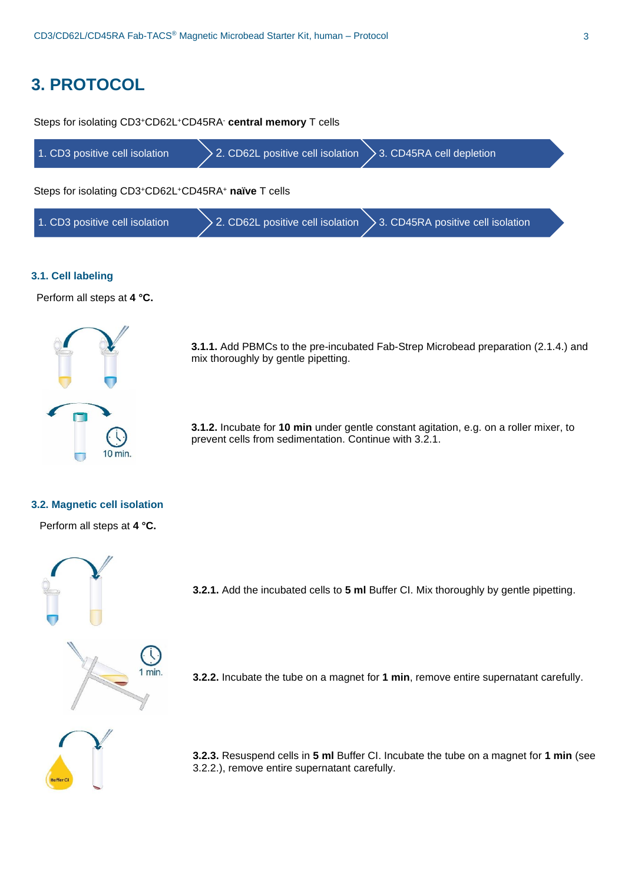# 3. PROTOCOL

Steps for isolating CD3⁺CD62L⁺CD45RA⁻ **central memory** T cells

1. CD3 positive cell isolation → 2. CD62L positive cell isolation → 3. CD45RA cell depletion

Steps for isolating CD3⁺CD62L⁺CD45RA⁺ **naïve** T cells

1. CD3 positive cell isolation → 2. CD62L positive cell isolation → 3. CD45RA positive cell isolation

## 3.1. Cell labeling

Perform all steps at **4 °C.**

**3.1.1.** Add PBMCs to the pre-incubated Fab-Strep Microbead preparation (2.1.4.) and mix thoroughly by gentle pipetting.

**3.1.2.** Incubate for **10 min** under gentle constant agitation, e.g. on a roller mixer, to prevent cells from sedimentation. Continue with 3.2.1.

## 3.2. Magnetic cell isolation

Perform all steps at **4 °C.**

**3.2.1.** Add the incubated cells to **5 ml** Buffer CI. Mix thoroughly by gentle pipetting.

**3.2.2.** Incubate the tube on a magnet for **1 min**, remove entire supernatant carefully.

**3.2.3.** Resuspend cells in **5 ml** Buffer CI. Incubate the tube on a magnet for **1 min** (see 3.2.2.), remove entire supernatant carefully.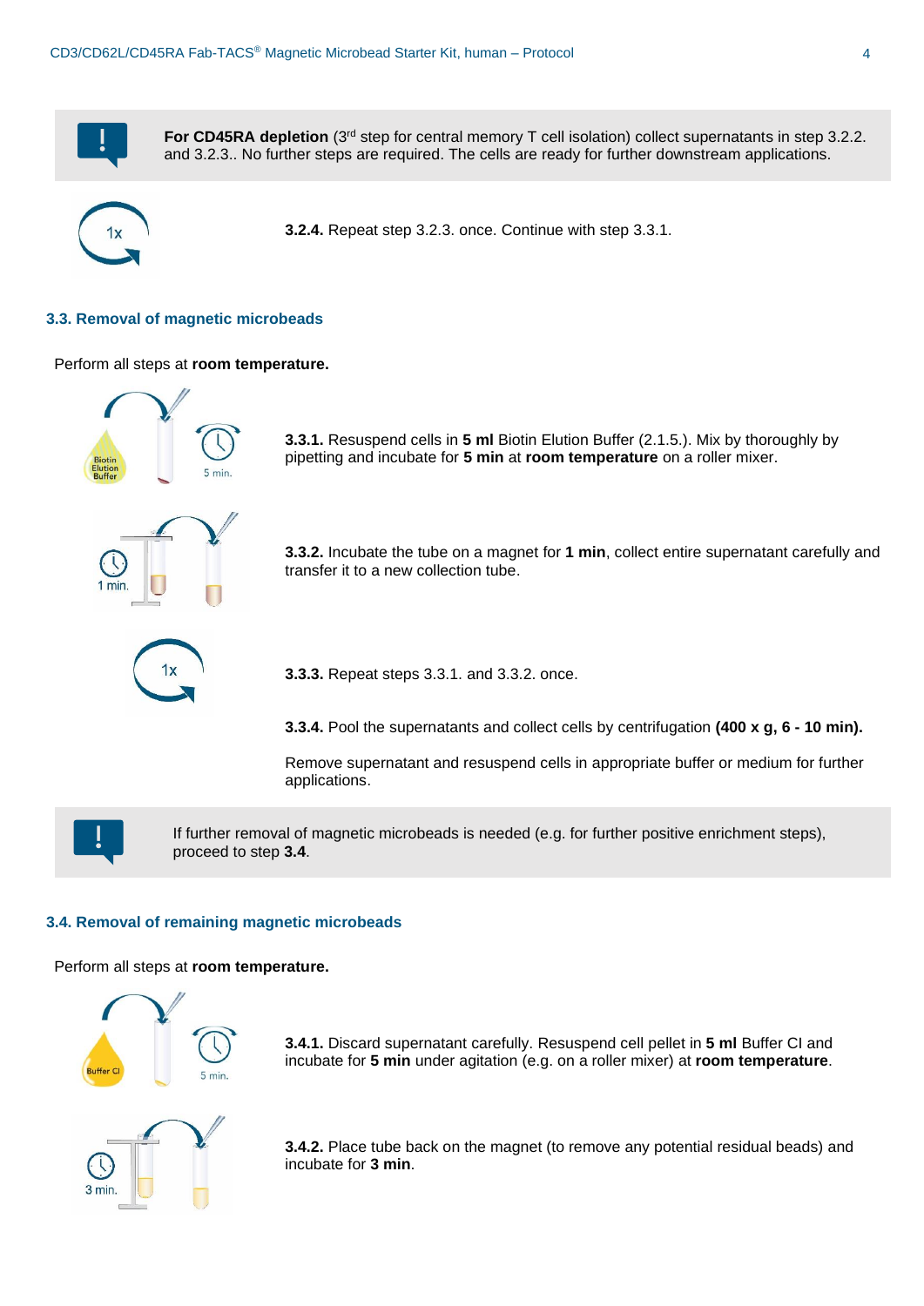**For CD45RA depletion** (3rd step for central memory T cell isolation) collect supernatants in step 3.2.2. and 3.2.3.. No further steps are required. The cells are ready for further downstream applications.

**3.2.4.** Repeat step 3.2.3. once. Continue with step 3.3.1.

### 3.3. Removal of magnetic microbeads

Perform all steps at **room temperature.**

**3.3.1.** Resuspend cells in **5 ml** Biotin Elution Buffer (2.1.5.). Mix by thoroughly by pipetting and incubate for **5 min** at **room temperature** on a roller mixer.

**3.3.2.** Incubate the tube on a magnet for **1 min**, collect entire supernatant carefully and transfer it to a new collection tube.

**3.3.3.** Repeat steps 3.3.1. and 3.3.2. once.

**3.3.4.** Pool the supernatants and collect cells by centrifugation **(400 x g, 6 - 10 min).**

Remove supernatant and resuspend cells in appropriate buffer or medium for further applications.

If further removal of magnetic microbeads is needed (e.g. for further positive enrichment steps), proceed to step **3.4**.

### 3.4. Removal of remaining magnetic microbeads

Perform all steps at **room temperature.**

**3.4.1.** Discard supernatant carefully. Resuspend cell pellet in **5 ml** Buffer CI and incubate for **5 min** under agitation (e.g. on a roller mixer) at **room temperature**.

**3.4.2.** Place tube back on the magnet (to remove any potential residual beads) and incubate for **3 min**.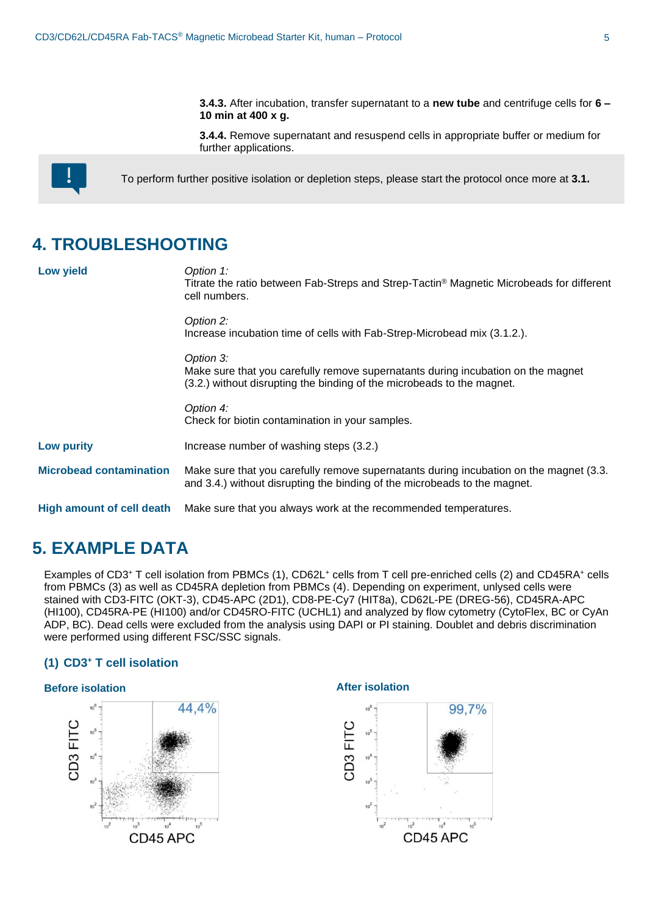**3.4.3.** After incubation, transfer supernatant to a **new tube** and centrifuge cells for **6 – 10 min at 400 x g.**

**3.4.4.** Remove supernatant and resuspend cells in appropriate buffer or medium for further applications.

To perform further positive isolation or depletion steps, please start the protocol once more at **3.1.**

## 4. TROUBLESHOOTING

| | |
|---|---|
| **Low yield** | *Option 1:* Titrate the ratio between Fab-Streps and Strep-Tactin® Magnetic Microbeads for different cell numbers. |
| | *Option 2:* Increase incubation time of cells with Fab-Strep-Microbead mix (3.1.2.). |
| | *Option 3:* Make sure that you carefully remove supernatants during incubation on the magnet (3.2.) without disrupting the binding of the microbeads to the magnet. |
| | *Option 4:* Check for biotin contamination in your samples. |
| **Low purity** | Increase number of washing steps (3.2.) |
| **Microbead contamination** | Make sure that you carefully remove supernatants during incubation on the magnet (3.3. and 3.4.) without disrupting the binding of the microbeads to the magnet. |
| **High amount of cell death** | Make sure that you always work at the recommended temperatures. |

## 5. EXAMPLE DATA

Examples of CD3⁺ T cell isolation from PBMCs (1), CD62L⁺ cells from T cell pre-enriched cells (2) and CD45RA⁺ cells from PBMCs (3) as well as CD45RA depletion from PBMCs (4). Depending on experiment, unlysed cells were stained with CD3-FITC (OKT-3), CD45-APC (2D1), CD8-PE-Cy7 (HIT8a), CD62L-PE (DREG-56), CD45RA-APC (HI100), CD45RA-PE (HI100) and/or CD45RO-FITC (UCHL1) and analyzed by flow cytometry (CytoFlex, BC or CyAn ADP, BC). Dead cells were excluded from the analysis using DAPI or PI staining. Doublet and debris discrimination were performed using different FSC/SSC signals.

### (1) CD3⁺ T cell isolation

**Before isolation**

**After isolation**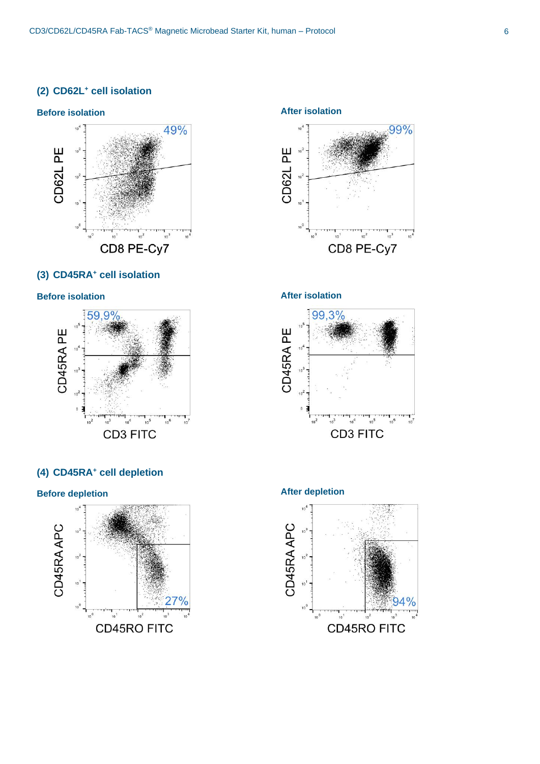### (2) CD62L⁺ cell isolation

**Before isolation**

**After isolation**

### (3) CD45RA⁺ cell isolation

**Before isolation**

**After isolation**

### (4) CD45RA⁺ cell depletion

**Before depletion**

**After depletion**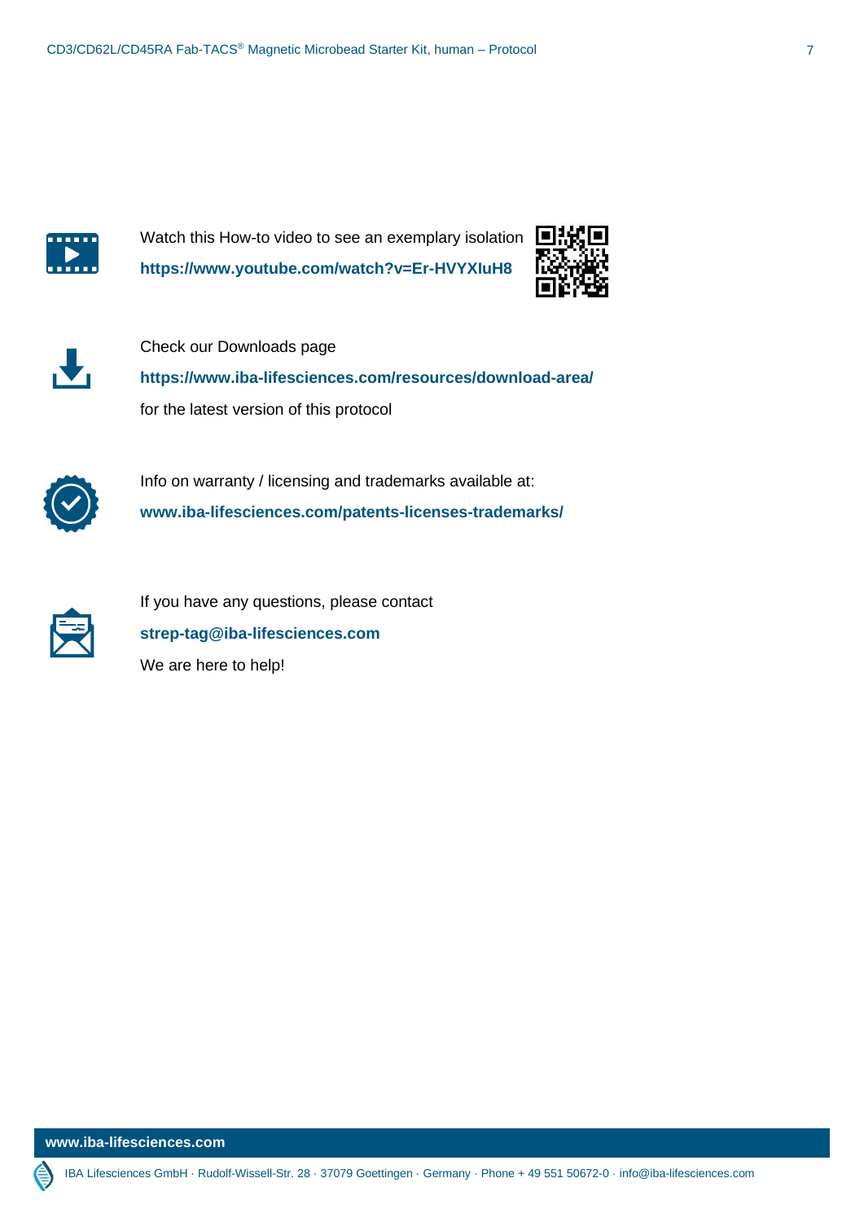Watch this How-to video to see an exemplary isolation
**https://www.youtube.com/watch?v=Er-HVYXIuH8**

Check our Downloads page
**https://www.iba-lifesciences.com/resources/download-area/**
for the latest version of this protocol

Info on warranty / licensing and trademarks available at:
**www.iba-lifesciences.com/patents-licenses-trademarks/**

If you have any questions, please contact
**strep-tag@iba-lifesciences.com**
We are here to help!

**www.iba-lifesciences.com**

IBA Lifesciences GmbH · Rudolf-Wissell-Str. 28 · 37079 Goettingen · Germany · Phone + 49 551 50672-0 · info@iba-lifesciences.com